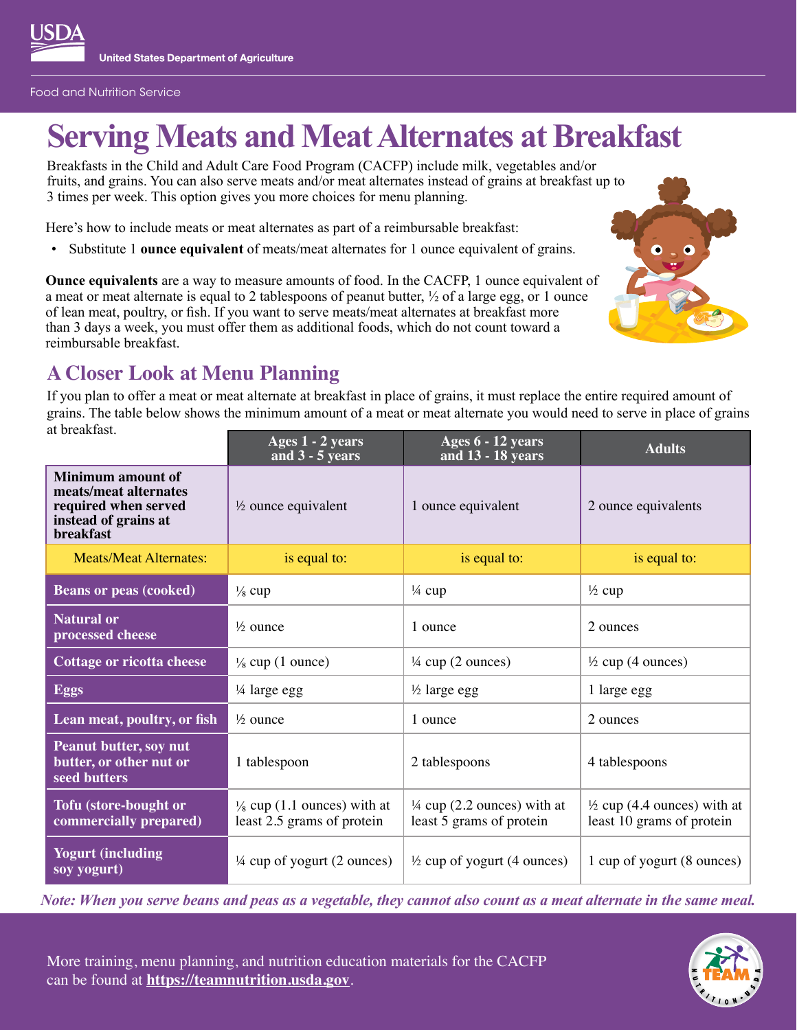USDA United States Department of Agriculture

Food and Nutrition Service

# Serving Meats and Meat Alternates at Breakfast

Breakfasts in the Child and Adult Care Food Program (CACFP) include milk, vegetables and/or fruits, and grains. You can also serve meats and/or meat alternates instead of grains at breakfast up to 3 times per week. This option gives you more choices for menu planning.

Here's how to include meats or meat alternates as part of a reimbursable breakfast:

- Substitute 1 **ounce equivalent** of meats/meat alternates for 1 ounce equivalent of grains.

**Ounce equivalents** are a way to measure amounts of food. In the CACFP, 1 ounce equivalent of a meat or meat alternate is equal to 2 tablespoons of peanut butter, ½ of a large egg, or 1 ounce of lean meat, poultry, or fish. If you want to serve meats/meat alternates at breakfast more than 3 days a week, you must offer them as additional foods, which do not count toward a reimbursable breakfast.

## A Closer Look at Menu Planning

If you plan to offer a meat or meat alternate at breakfast in place of grains, it must replace the entire required amount of grains. The table below shows the minimum amount of a meat or meat alternate you would need to serve in place of grains at breakfast.

| | Ages 1 - 2 years and 3 - 5 years | Ages 6 - 12 years and 13 - 18 years | Adults |
|---|---|---|---|
| **Minimum amount of meats/meat alternates required when served instead of grains at breakfast** | ½ ounce equivalent | 1 ounce equivalent | 2 ounce equivalents |
| Meats/Meat Alternates: | is equal to: | is equal to: | is equal to: |
| **Beans or peas (cooked)** | ⅛ cup | ¼ cup | ½ cup |
| **Natural or processed cheese** | ½ ounce | 1 ounce | 2 ounces |
| **Cottage or ricotta cheese** | ⅛ cup (1 ounce) | ¼ cup (2 ounces) | ½ cup (4 ounces) |
| **Eggs** | ¼ large egg | ½ large egg | 1 large egg |
| **Lean meat, poultry, or fish** | ½ ounce | 1 ounce | 2 ounces |
| **Peanut butter, soy nut butter, or other nut or seed butters** | 1 tablespoon | 2 tablespoons | 4 tablespoons |
| **Tofu (store-bought or commercially prepared)** | ⅛ cup (1.1 ounces) with at least 2.5 grams of protein | ¼ cup (2.2 ounces) with at least 5 grams of protein | ½ cup (4.4 ounces) with at least 10 grams of protein |
| **Yogurt (including soy yogurt)** | ¼ cup of yogurt (2 ounces) | ½ cup of yogurt (4 ounces) | 1 cup of yogurt (8 ounces) |

***Note: When you serve beans and peas as a vegetable, they cannot also count as a meat alternate in the same meal.***

More training, menu planning, and nutrition education materials for the CACFP can be found at **https://teamnutrition.usda.gov**.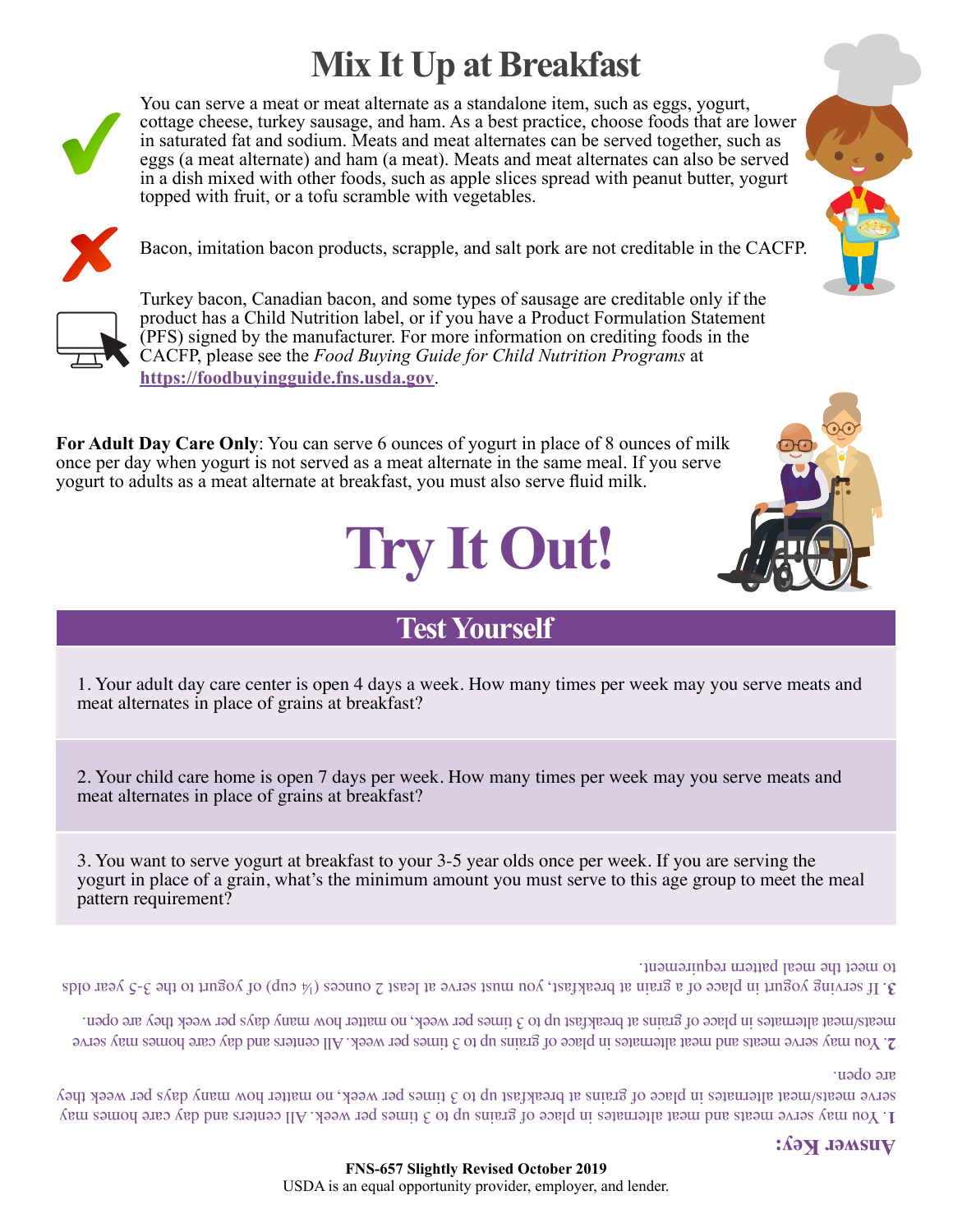# Mix It Up at Breakfast

You can serve a meat or meat alternate as a standalone item, such as eggs, yogurt, cottage cheese, turkey sausage, and ham. As a best practice, choose foods that are lower in saturated fat and sodium. Meats and meat alternates can be served together, such as eggs (a meat alternate) and ham (a meat). Meats and meat alternates can also be served in a dish mixed with other foods, such as apple slices spread with peanut butter, yogurt topped with fruit, or a tofu scramble with vegetables.

Bacon, imitation bacon products, scrapple, and salt pork are not creditable in the CACFP.

Turkey bacon, Canadian bacon, and some types of sausage are creditable only if the product has a Child Nutrition label, or if you have a Product Formulation Statement (PFS) signed by the manufacturer. For more information on crediting foods in the CACFP, please see the *Food Buying Guide for Child Nutrition Programs* at **https://foodbuyingguide.fns.usda.gov**.

**For Adult Day Care Only**: You can serve 6 ounces of yogurt in place of 8 ounces of milk once per day when yogurt is not served as a meat alternate in the same meal. If you serve yogurt to adults as a meat alternate at breakfast, you must also serve fluid milk.

# Try It Out!

## Test Yourself

1. Your adult day care center is open 4 days a week. How many times per week may you serve meats and meat alternates in place of grains at breakfast?

2. Your child care home is open 7 days per week. How many times per week may you serve meats and meat alternates in place of grains at breakfast?

3. You want to serve yogurt at breakfast to your 3-5 year olds once per week. If you are serving the yogurt in place of a grain, what's the minimum amount you must serve to this age group to meet the meal pattern requirement?

**Answer Key:**

**1.** You may serve meats and meat alternates in place of grains up to 3 times per week. All centers and day care homes may serve meats/meat alternates in place of grains at breakfast up to 3 times per week, no matter how many days per week they are open.

**2.** You may serve meats and meat alternates in place of grains up to 3 times per week. All centers and day care homes may serve meats/meat alternates in place of grains at breakfast up to 3 times per week, no matter how many days per week they are open.

**3.** If serving yogurt in place of a grain at breakfast, you must serve at least 2 ounces (¼ cup) of yogurt to the 3-5 year olds to meet the meal pattern requirement.

**FNS-657 Slightly Revised October 2019**
USDA is an equal opportunity provider, employer, and lender.